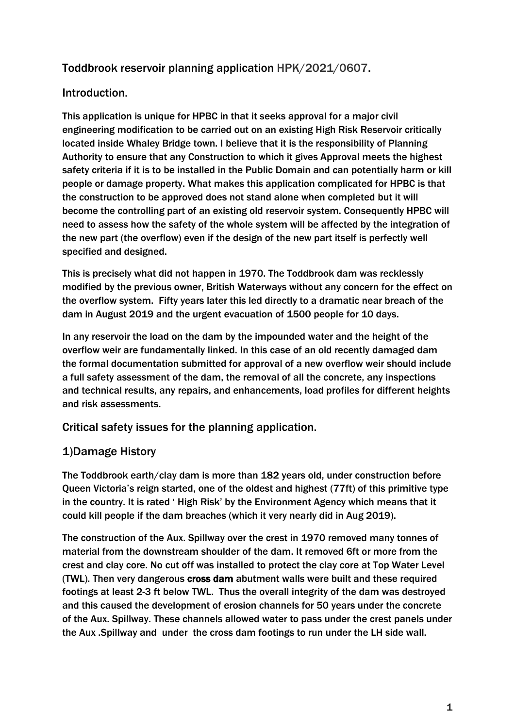## Toddbrook reservoir planning application HPK/2021/0607.

## Introduction.

This application is unique for HPBC in that it seeks approval for a major civil engineering modification to be carried out on an existing High Risk Reservoir critically located inside Whaley Bridge town. I believe that it is the responsibility of Planning Authority to ensure that any Construction to which it gives Approval meets the highest safety criteria if it is to be installed in the Public Domain and can potentially harm or kill people or damage property. What makes this application complicated for HPBC is that the construction to be approved does not stand alone when completed but it will become the controlling part of an existing old reservoir system. Consequently HPBC will need to assess how the safety of the whole system will be affected by the integration of the new part (the overflow) even if the design of the new part itself is perfectly well specified and designed.

This is precisely what did not happen in 1970. The Toddbrook dam was recklessly modified by the previous owner, British Waterways without any concern for the effect on the overflow system. Fifty years later this led directly to a dramatic near breach of the dam in August 2019 and the urgent evacuation of 1500 people for 10 days.

In any reservoir the load on the dam by the impounded water and the height of the overflow weir are fundamentally linked. In this case of an old recently damaged dam the formal documentation submitted for approval of a new overflow weir should include a full safety assessment of the dam, the removal of all the concrete, any inspections and technical results, any repairs, and enhancements, load profiles for different heights and risk assessments.

## Critical safety issues for the planning application.

### 1)Damage History

The Toddbrook earth/clay dam is more than 182 years old, under construction before Queen Victoria's reign started, one of the oldest and highest (77ft) of this primitive type in the country. It is rated ' High Risk' by the Environment Agency which means that it could kill people if the dam breaches (which it very nearly did in Aug 2019).

The construction of the Aux. Spillway over the crest in 1970 removed many tonnes of material from the downstream shoulder of the dam. It removed 6ft or more from the crest and clay core. No cut off was installed to protect the clay core at Top Water Level (TWL). Then very dangerous **cross dam** abutment walls were built and these required footings at least 2-3 ft below TWL. Thus the overall integrity of the dam was destroyed and this caused the development of erosion channels for 50 years under the concrete of the Aux. Spillway. These channels allowed water to pass under the crest panels under the Aux .Spillway and under the cross dam footings to run under the LH side wall.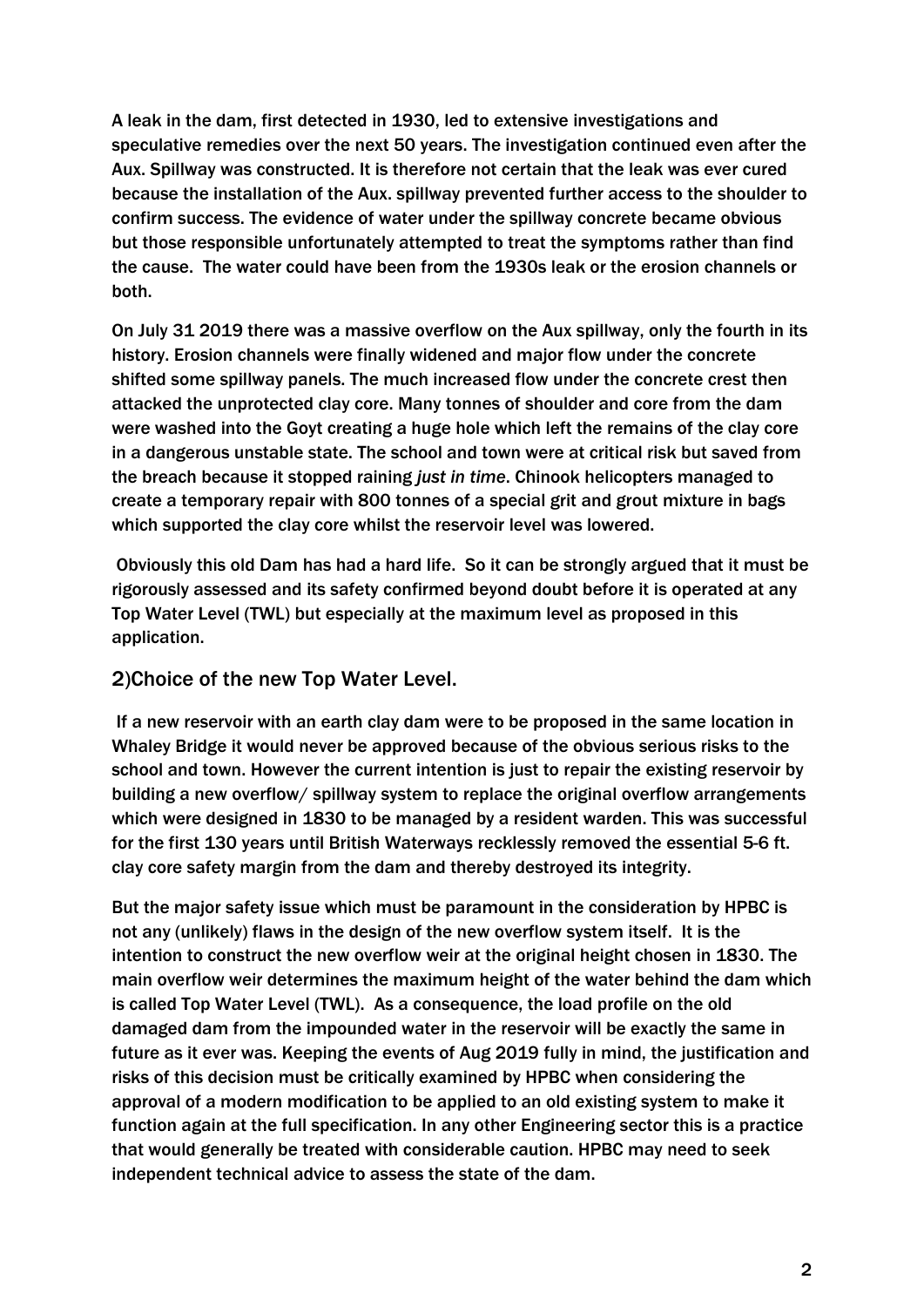A leak in the dam, first detected in 1930, led to extensive investigations and speculative remedies over the next 50 years. The investigation continued even after the Aux. Spillway was constructed. It is therefore not certain that the leak was ever cured because the installation of the Aux. spillway prevented further access to the shoulder to confirm success. The evidence of water under the spillway concrete became obvious but those responsible unfortunately attempted to treat the symptoms rather than find the cause. The water could have been from the 1930s leak or the erosion channels or both.

On July 31 2019 there was a massive overflow on the Aux spillway, only the fourth in its history. Erosion channels were finally widened and major flow under the concrete shifted some spillway panels. The much increased flow under the concrete crest then attacked the unprotected clay core. Many tonnes of shoulder and core from the dam were washed into the Goyt creating a huge hole which left the remains of the clay core in a dangerous unstable state. The school and town were at critical risk but saved from the breach because it stopped raining *just in time*. Chinook helicopters managed to create a temporary repair with 800 tonnes of a special grit and grout mixture in bags which supported the clay core whilst the reservoir level was lowered.

Obviously this old Dam has had a hard life. So it can be strongly argued that it must be rigorously assessed and its safety confirmed beyond doubt before it is operated at any Top Water Level (TWL) but especially at the maximum level as proposed in this application.

## 2)Choice of the new Top Water Level.

If a new reservoir with an earth clay dam were to be proposed in the same location in Whaley Bridge it would never be approved because of the obvious serious risks to the school and town. However the current intention is just to repair the existing reservoir by building a new overflow/ spillway system to replace the original overflow arrangements which were designed in 1830 to be managed by a resident warden. This was successful for the first 130 years until British Waterways recklessly removed the essential 5-6 ft. clay core safety margin from the dam and thereby destroyed its integrity.

But the major safety issue which must be paramount in the consideration by HPBC is not any (unlikely) flaws in the design of the new overflow system itself. It is the intention to construct the new overflow weir at the original height chosen in 1830. The main overflow weir determines the maximum height of the water behind the dam which is called Top Water Level (TWL). As a consequence, the load profile on the old damaged dam from the impounded water in the reservoir will be exactly the same in future as it ever was. Keeping the events of Aug 2019 fully in mind, the justification and risks of this decision must be critically examined by HPBC when considering the approval of a modern modification to be applied to an old existing system to make it function again at the full specification. In any other Engineering sector this is a practice that would generally be treated with considerable caution. HPBC may need to seek independent technical advice to assess the state of the dam.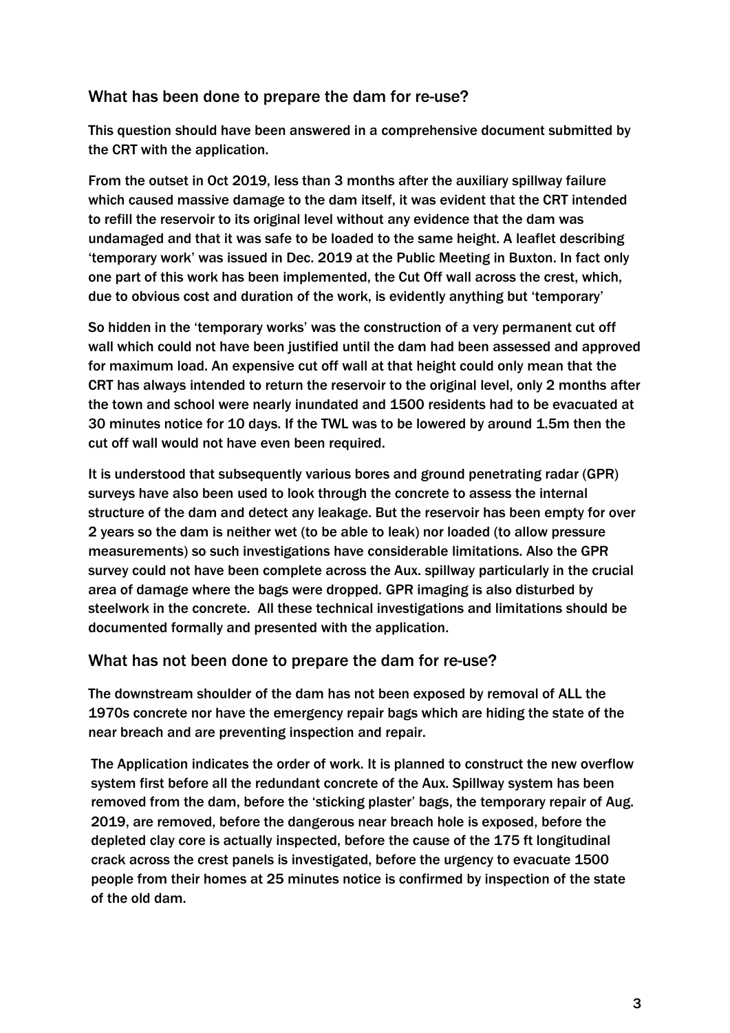## What has been done to prepare the dam for re-use?

This question should have been answered in a comprehensive document submitted by the CRT with the application.

From the outset in Oct 2019, less than 3 months after the auxiliary spillway failure which caused massive damage to the dam itself, it was evident that the CRT intended to refill the reservoir to its original level without any evidence that the dam was undamaged and that it was safe to be loaded to the same height. A leaflet describing 'temporary work' was issued in Dec. 2019 at the Public Meeting in Buxton. In fact only one part of this work has been implemented, the Cut Off wall across the crest, which, due to obvious cost and duration of the work, is evidently anything but 'temporary'

So hidden in the 'temporary works' was the construction of a very permanent cut off wall which could not have been justified until the dam had been assessed and approved for maximum load. An expensive cut off wall at that height could only mean that the CRT has always intended to return the reservoir to the original level, only 2 months after the town and school were nearly inundated and 1500 residents had to be evacuated at 30 minutes notice for 10 days. If the TWL was to be lowered by around 1.5m then the cut off wall would not have even been required.

It is understood that subsequently various bores and ground penetrating radar (GPR) surveys have also been used to look through the concrete to assess the internal structure of the dam and detect any leakage. But the reservoir has been empty for over 2 years so the dam is neither wet (to be able to leak) nor loaded (to allow pressure measurements) so such investigations have considerable limitations. Also the GPR survey could not have been complete across the Aux. spillway particularly in the crucial area of damage where the bags were dropped. GPR imaging is also disturbed by steelwork in the concrete. All these technical investigations and limitations should be documented formally and presented with the application.

## What has not been done to prepare the dam for re-use?

The downstream shoulder of the dam has not been exposed by removal of ALL the 1970s concrete nor have the emergency repair bags which are hiding the state of the near breach and are preventing inspection and repair.

The Application indicates the order of work. It is planned to construct the new overflow system first before all the redundant concrete of the Aux. Spillway system has been removed from the dam, before the 'sticking plaster' bags, the temporary repair of Aug. 2019, are removed, before the dangerous near breach hole is exposed, before the depleted clay core is actually inspected, before the cause of the 175 ft longitudinal crack across the crest panels is investigated, before the urgency to evacuate 1500 people from their homes at 25 minutes notice is confirmed by inspection of the state of the old dam.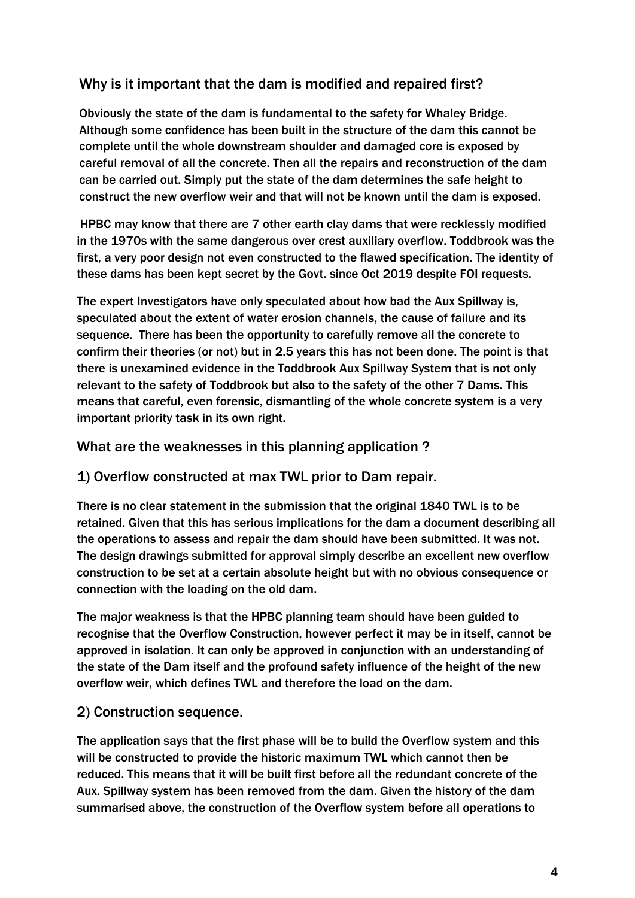## Why is it important that the dam is modified and repaired first?

Obviously the state of the dam is fundamental to the safety for Whaley Bridge. Although some confidence has been built in the structure of the dam this cannot be complete until the whole downstream shoulder and damaged core is exposed by careful removal of all the concrete. Then all the repairs and reconstruction of the dam can be carried out. Simply put the state of the dam determines the safe height to construct the new overflow weir and that will not be known until the dam is exposed.

HPBC may know that there are 7 other earth clay dams that were recklessly modified in the 1970s with the same dangerous over crest auxiliary overflow. Toddbrook was the first, a very poor design not even constructed to the flawed specification. The identity of these dams has been kept secret by the Govt. since Oct 2019 despite FOI requests.

The expert Investigators have only speculated about how bad the Aux Spillway is, speculated about the extent of water erosion channels, the cause of failure and its sequence. There has been the opportunity to carefully remove all the concrete to confirm their theories (or not) but in 2.5 years this has not been done. The point is that there is unexamined evidence in the Toddbrook Aux Spillway System that is not only relevant to the safety of Toddbrook but also to the safety of the other 7 Dams. This means that careful, even forensic, dismantling of the whole concrete system is a very important priority task in its own right.

## What are the weaknesses in this planning application ?

### 1) Overflow constructed at max TWL prior to Dam repair.

There is no clear statement in the submission that the original 1840 TWL is to be retained. Given that this has serious implications for the dam a document describing all the operations to assess and repair the dam should have been submitted. It was not. The design drawings submitted for approval simply describe an excellent new overflow construction to be set at a certain absolute height but with no obvious consequence or connection with the loading on the old dam.

The major weakness is that the HPBC planning team should have been guided to recognise that the Overflow Construction, however perfect it may be in itself, cannot be approved in isolation. It can only be approved in conjunction with an understanding of the state of the Dam itself and the profound safety influence of the height of the new overflow weir, which defines TWL and therefore the load on the dam.

### 2) Construction sequence.

The application says that the first phase will be to build the Overflow system and this will be constructed to provide the historic maximum TWL which cannot then be reduced. This means that it will be built first before all the redundant concrete of the Aux. Spillway system has been removed from the dam. Given the history of the dam summarised above, the construction of the Overflow system before all operations to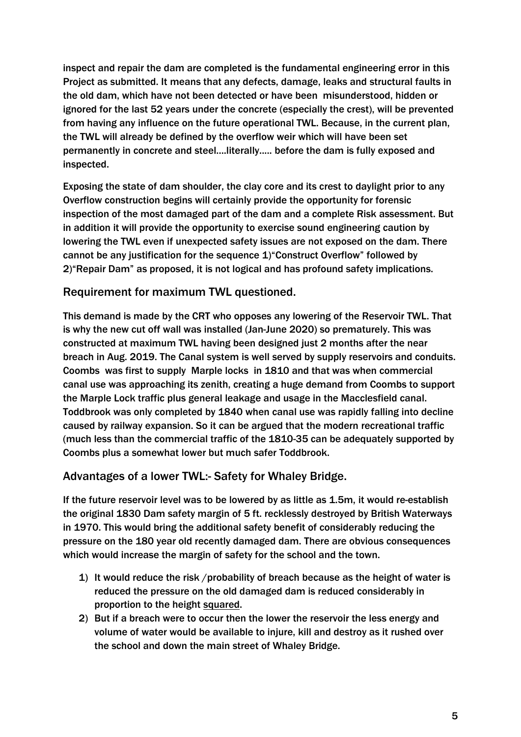inspect and repair the dam are completed is the fundamental engineering error in this Project as submitted. It means that any defects, damage, leaks and structural faults in the old dam, which have not been detected or have been misunderstood, hidden or ignored for the last 52 years under the concrete (especially the crest), will be prevented from having any influence on the future operational TWL. Because, in the current plan, the TWL will already be defined by the overflow weir which will have been set permanently in concrete and steel….literally….. before the dam is fully exposed and inspected.

Exposing the state of dam shoulder, the clay core and its crest to daylight prior to any Overflow construction begins will certainly provide the opportunity for forensic inspection of the most damaged part of the dam and a complete Risk assessment. But in addition it will provide the opportunity to exercise sound engineering caution by lowering the TWL even if unexpected safety issues are not exposed on the dam. There cannot be any justification for the sequence 1)"Construct Overflow" followed by 2)"Repair Dam" as proposed, it is not logical and has profound safety implications.

## Requirement for maximum TWL questioned.

This demand is made by the CRT who opposes any lowering of the Reservoir TWL. That is why the new cut off wall was installed (Jan-June 2020) so prematurely. This was constructed at maximum TWL having been designed just 2 months after the near breach in Aug. 2019. The Canal system is well served by supply reservoirs and conduits. Coombs was first to supply Marple locks in 1810 and that was when commercial canal use was approaching its zenith, creating a huge demand from Coombs to support the Marple Lock traffic plus general leakage and usage in the Macclesfield canal. Toddbrook was only completed by 1840 when canal use was rapidly falling into decline caused by railway expansion. So it can be argued that the modern recreational traffic (much less than the commercial traffic of the 1810-35 can be adequately supported by Coombs plus a somewhat lower but much safer Toddbrook.

## Advantages of a lower TWL:- Safety for Whaley Bridge.

If the future reservoir level was to be lowered by as little as 1.5m, it would re-establish the original 1830 Dam safety margin of 5 ft. recklessly destroyed by British Waterways in 1970. This would bring the additional safety benefit of considerably reducing the pressure on the 180 year old recently damaged dam. There are obvious consequences which would increase the margin of safety for the school and the town.

1) It would reduce the risk /probability of breach because as the height of water is reduced the pressure on the old damaged dam is reduced considerably in proportion to the height <u>squared</u>.
2) But if a breach were to occur then the lower the reservoir the less energy and volume of water would be available to injure, kill and destroy as it rushed over the school and down the main street of Whaley Bridge.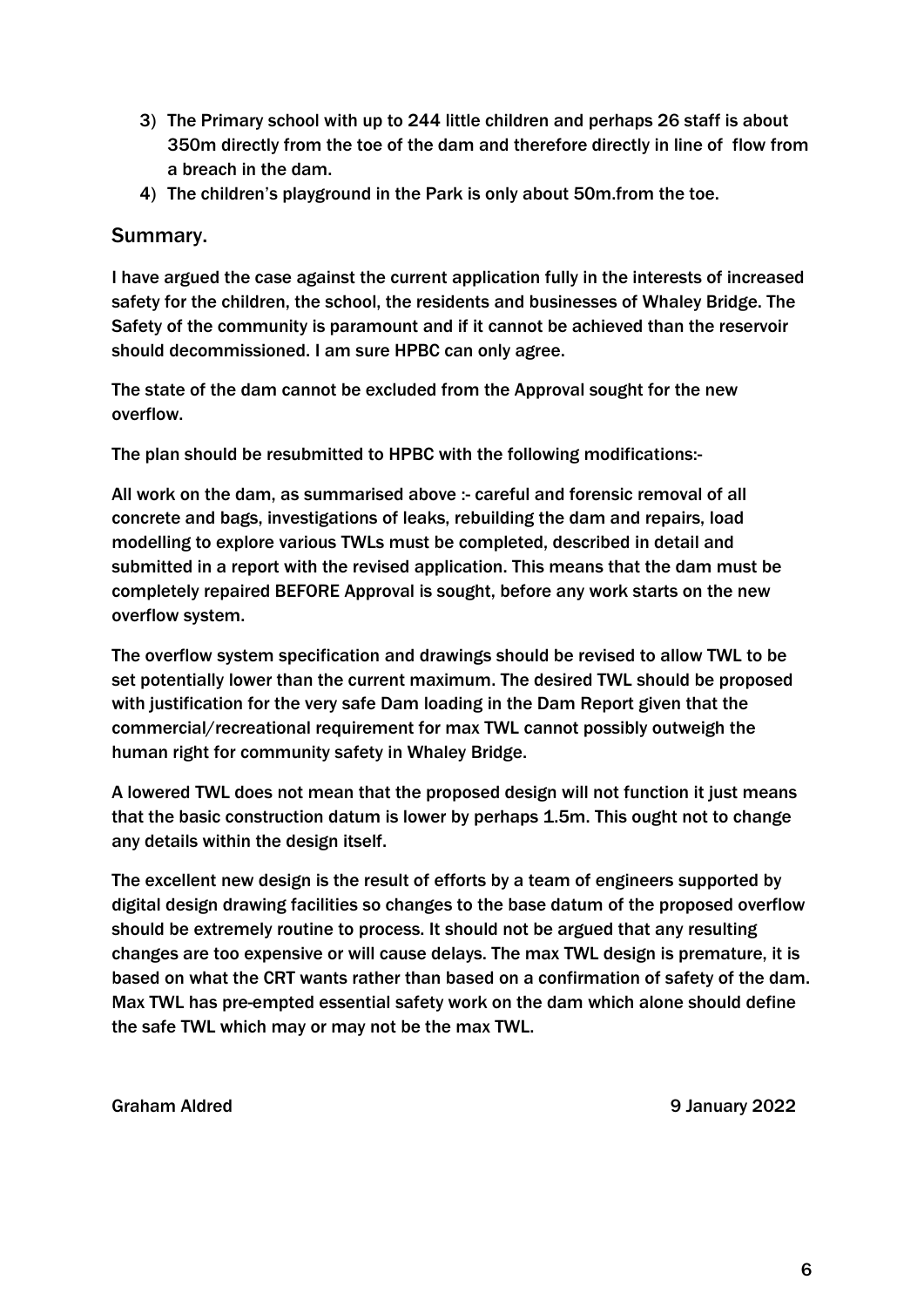3) The Primary school with up to 244 little children and perhaps 26 staff is about 350m directly from the toe of the dam and therefore directly in line of flow from a breach in the dam.
4) The children's playground in the Park is only about 50m.from the toe.

## Summary.

I have argued the case against the current application fully in the interests of increased safety for the children, the school, the residents and businesses of Whaley Bridge. The Safety of the community is paramount and if it cannot be achieved than the reservoir should decommissioned. I am sure HPBC can only agree.

The state of the dam cannot be excluded from the Approval sought for the new overflow.

The plan should be resubmitted to HPBC with the following modifications:-

All work on the dam, as summarised above :- careful and forensic removal of all concrete and bags, investigations of leaks, rebuilding the dam and repairs, load modelling to explore various TWLs must be completed, described in detail and submitted in a report with the revised application. This means that the dam must be completely repaired BEFORE Approval is sought, before any work starts on the new overflow system.

The overflow system specification and drawings should be revised to allow TWL to be set potentially lower than the current maximum. The desired TWL should be proposed with justification for the very safe Dam loading in the Dam Report given that the commercial/recreational requirement for max TWL cannot possibly outweigh the human right for community safety in Whaley Bridge.

A lowered TWL does not mean that the proposed design will not function it just means that the basic construction datum is lower by perhaps 1.5m. This ought not to change any details within the design itself.

The excellent new design is the result of efforts by a team of engineers supported by digital design drawing facilities so changes to the base datum of the proposed overflow should be extremely routine to process. It should not be argued that any resulting changes are too expensive or will cause delays. The max TWL design is premature, it is based on what the CRT wants rather than based on a confirmation of safety of the dam. Max TWL has pre-empted essential safety work on the dam which alone should define the safe TWL which may or may not be the max TWL.

Graham Aldred 9 January 2022